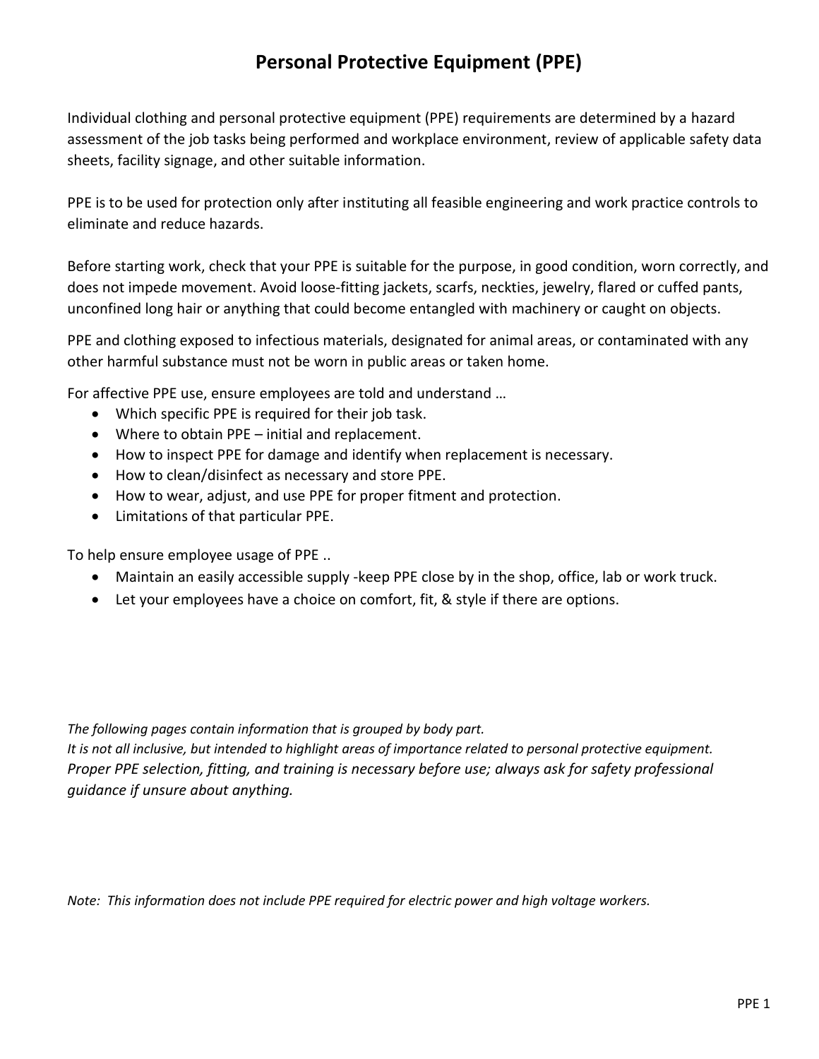# Personal Protective Equipment (PPE)

Individual clothing and personal protective equipment (PPE) requirements are determined by a hazard assessment of the job tasks being performed and workplace environment, review of applicable safety data sheets, facility signage, and other suitable information.

PPE is to be used for protection only after instituting all feasible engineering and work practice controls to eliminate and reduce hazards.

Before starting work, check that your PPE is suitable for the purpose, in good condition, worn correctly, and does not impede movement. Avoid loose-fitting jackets, scarfs, neckties, jewelry, flared or cuffed pants, unconfined long hair or anything that could become entangled with machinery or caught on objects.

PPE and clothing exposed to infectious materials, designated for animal areas, or contaminated with any other harmful substance must not be worn in public areas or taken home.

For affective PPE use, ensure employees are told and understand …

- Which specific PPE is required for their job task.
- Where to obtain PPE – initial and replacement.
- How to inspect PPE for damage and identify when replacement is necessary.
- How to clean/disinfect as necessary and store PPE.
- How to wear, adjust, and use PPE for proper fitment and protection.
- Limitations of that particular PPE.

To help ensure employee usage of PPE ..

- Maintain an easily accessible supply -keep PPE close by in the shop, office, lab or work truck.
- Let your employees have a choice on comfort, fit, & style if there are options.

*The following pages contain information that is grouped by body part.*
*It is not all inclusive, but intended to highlight areas of importance related to personal protective equipment.*
*Proper PPE selection, fitting, and training is necessary before use; always ask for safety professional guidance if unsure about anything.*

*Note: This information does not include PPE required for electric power and high voltage workers.*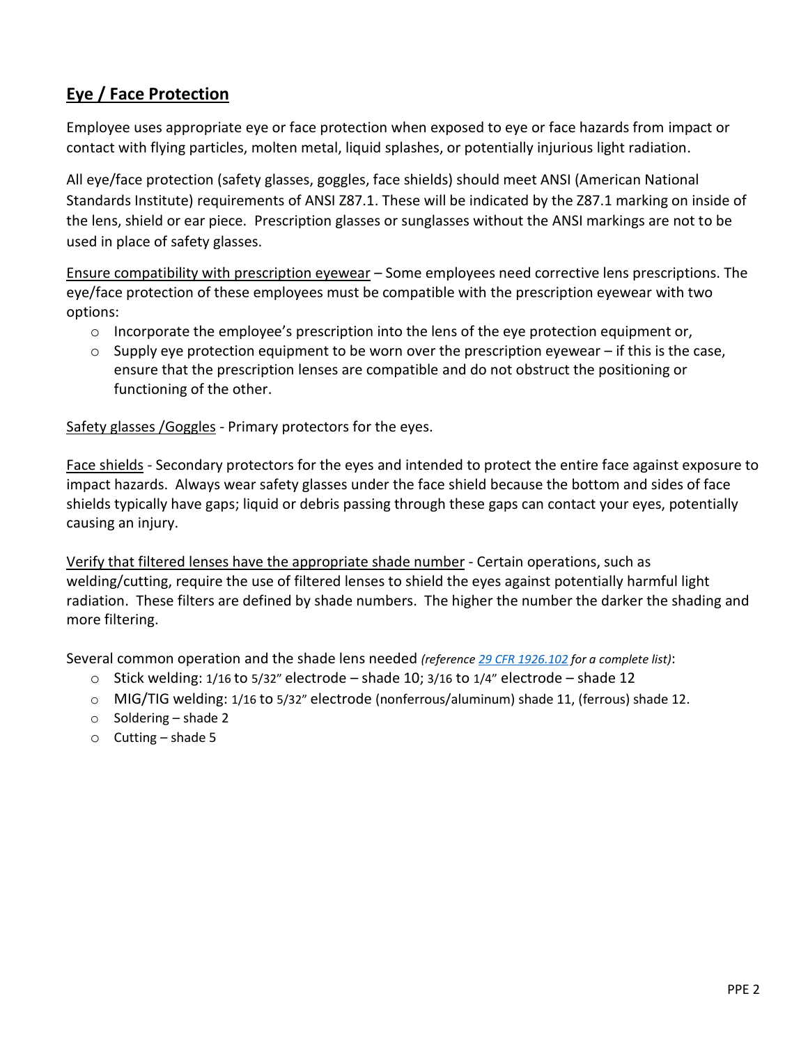## Eye / Face Protection

Employee uses appropriate eye or face protection when exposed to eye or face hazards from impact or contact with flying particles, molten metal, liquid splashes, or potentially injurious light radiation.

All eye/face protection (safety glasses, goggles, face shields) should meet ANSI (American National Standards Institute) requirements of ANSI Z87.1. These will be indicated by the Z87.1 marking on inside of the lens, shield or ear piece. Prescription glasses or sunglasses without the ANSI markings are not to be used in place of safety glasses.

Ensure compatibility with prescription eyewear – Some employees need corrective lens prescriptions. The eye/face protection of these employees must be compatible with the prescription eyewear with two options:

- Incorporate the employee's prescription into the lens of the eye protection equipment or,
- Supply eye protection equipment to be worn over the prescription eyewear – if this is the case, ensure that the prescription lenses are compatible and do not obstruct the positioning or functioning of the other.

Safety glasses /Goggles - Primary protectors for the eyes.

Face shields - Secondary protectors for the eyes and intended to protect the entire face against exposure to impact hazards. Always wear safety glasses under the face shield because the bottom and sides of face shields typically have gaps; liquid or debris passing through these gaps can contact your eyes, potentially causing an injury.

Verify that filtered lenses have the appropriate shade number - Certain operations, such as welding/cutting, require the use of filtered lenses to shield the eyes against potentially harmful light radiation. These filters are defined by shade numbers. The higher the number the darker the shading and more filtering.

Several common operation and the shade lens needed *(reference 29 CFR 1926.102 for a complete list)*:

- Stick welding: 1/16 to 5/32" electrode – shade 10; 3/16 to 1/4" electrode – shade 12
- MIG/TIG welding: 1/16 to 5/32" electrode (nonferrous/aluminum) shade 11, (ferrous) shade 12.
- Soldering – shade 2
- Cutting – shade 5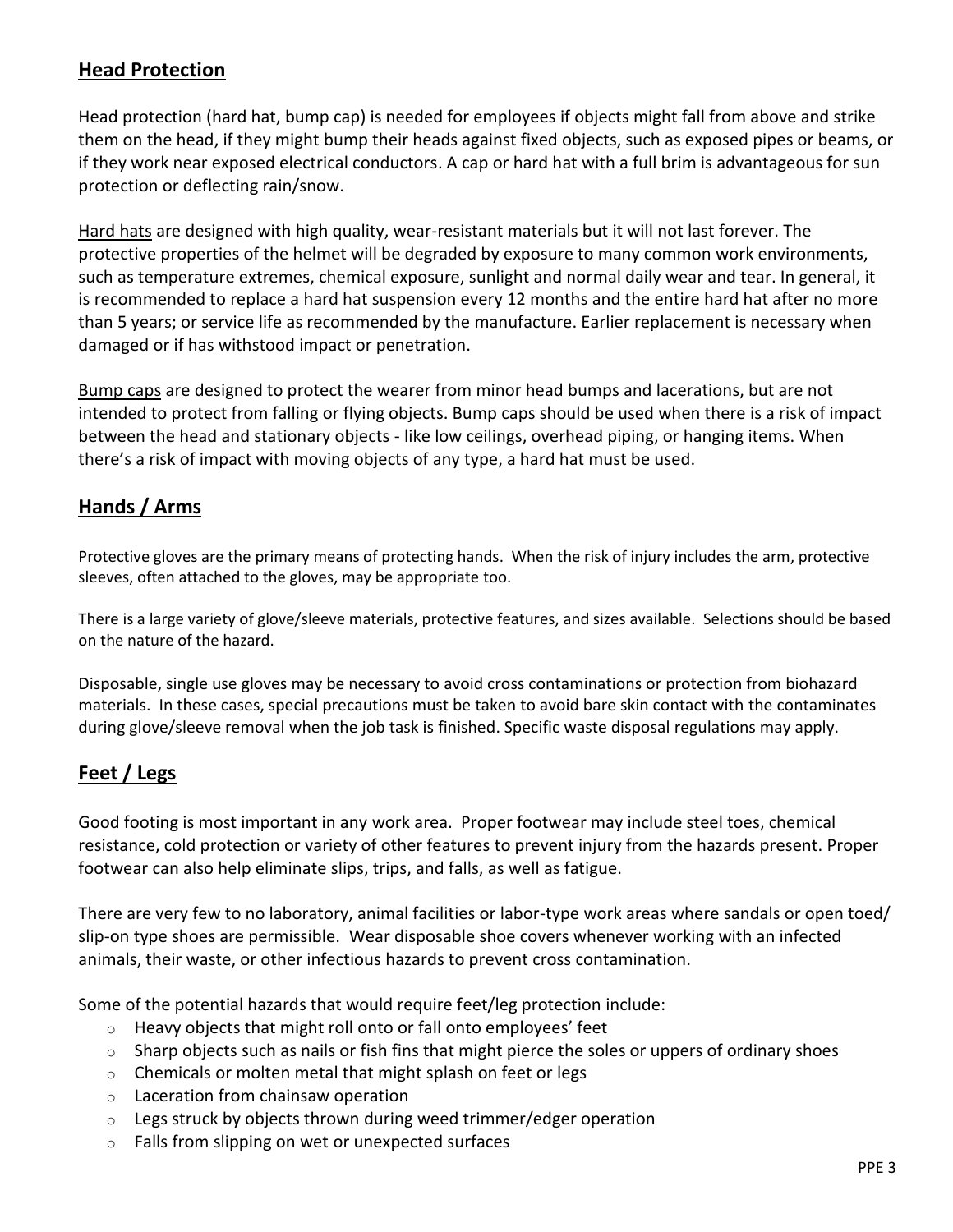## Head Protection

Head protection (hard hat, bump cap) is needed for employees if objects might fall from above and strike them on the head, if they might bump their heads against fixed objects, such as exposed pipes or beams, or if they work near exposed electrical conductors. A cap or hard hat with a full brim is advantageous for sun protection or deflecting rain/snow.

Hard hats are designed with high quality, wear-resistant materials but it will not last forever. The protective properties of the helmet will be degraded by exposure to many common work environments, such as temperature extremes, chemical exposure, sunlight and normal daily wear and tear. In general, it is recommended to replace a hard hat suspension every 12 months and the entire hard hat after no more than 5 years; or service life as recommended by the manufacture. Earlier replacement is necessary when damaged or if has withstood impact or penetration.

Bump caps are designed to protect the wearer from minor head bumps and lacerations, but are not intended to protect from falling or flying objects. Bump caps should be used when there is a risk of impact between the head and stationary objects - like low ceilings, overhead piping, or hanging items. When there's a risk of impact with moving objects of any type, a hard hat must be used.

## Hands / Arms

Protective gloves are the primary means of protecting hands. When the risk of injury includes the arm, protective sleeves, often attached to the gloves, may be appropriate too.

There is a large variety of glove/sleeve materials, protective features, and sizes available. Selections should be based on the nature of the hazard.

Disposable, single use gloves may be necessary to avoid cross contaminations or protection from biohazard materials. In these cases, special precautions must be taken to avoid bare skin contact with the contaminates during glove/sleeve removal when the job task is finished. Specific waste disposal regulations may apply.

## Feet / Legs

Good footing is most important in any work area. Proper footwear may include steel toes, chemical resistance, cold protection or variety of other features to prevent injury from the hazards present. Proper footwear can also help eliminate slips, trips, and falls, as well as fatigue.

There are very few to no laboratory, animal facilities or labor-type work areas where sandals or open toed/ slip-on type shoes are permissible. Wear disposable shoe covers whenever working with an infected animals, their waste, or other infectious hazards to prevent cross contamination.

Some of the potential hazards that would require feet/leg protection include:

- Heavy objects that might roll onto or fall onto employees' feet
- Sharp objects such as nails or fish fins that might pierce the soles or uppers of ordinary shoes
- Chemicals or molten metal that might splash on feet or legs
- Laceration from chainsaw operation
- Legs struck by objects thrown during weed trimmer/edger operation
- Falls from slipping on wet or unexpected surfaces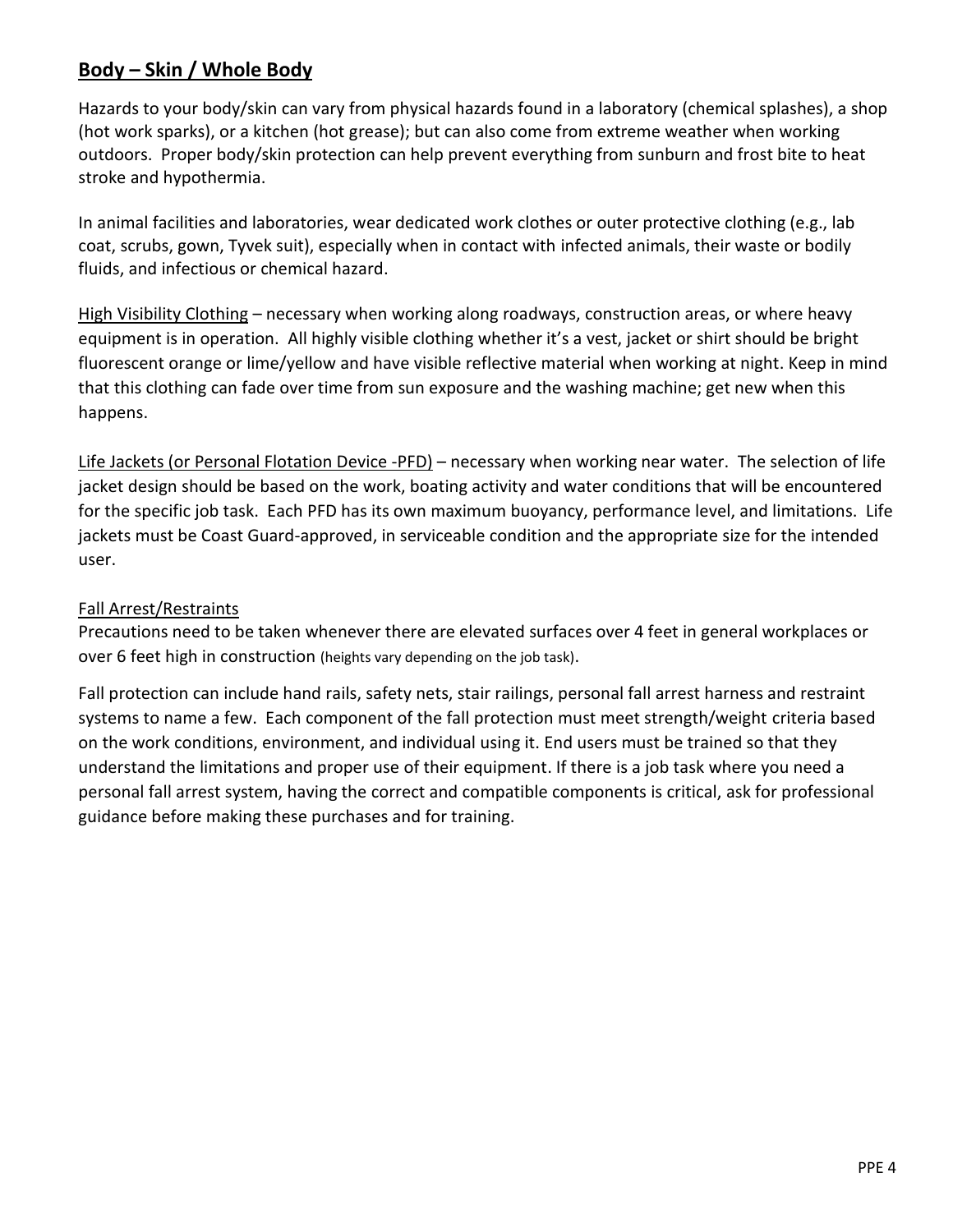## Body – Skin / Whole Body

Hazards to your body/skin can vary from physical hazards found in a laboratory (chemical splashes), a shop (hot work sparks), or a kitchen (hot grease); but can also come from extreme weather when working outdoors. Proper body/skin protection can help prevent everything from sunburn and frost bite to heat stroke and hypothermia.

In animal facilities and laboratories, wear dedicated work clothes or outer protective clothing (e.g., lab coat, scrubs, gown, Tyvek suit), especially when in contact with infected animals, their waste or bodily fluids, and infectious or chemical hazard.

High Visibility Clothing – necessary when working along roadways, construction areas, or where heavy equipment is in operation. All highly visible clothing whether it's a vest, jacket or shirt should be bright fluorescent orange or lime/yellow and have visible reflective material when working at night. Keep in mind that this clothing can fade over time from sun exposure and the washing machine; get new when this happens.

Life Jackets (or Personal Flotation Device -PFD) – necessary when working near water. The selection of life jacket design should be based on the work, boating activity and water conditions that will be encountered for the specific job task. Each PFD has its own maximum buoyancy, performance level, and limitations. Life jackets must be Coast Guard-approved, in serviceable condition and the appropriate size for the intended user.

Fall Arrest/Restraints

Precautions need to be taken whenever there are elevated surfaces over 4 feet in general workplaces or over 6 feet high in construction (heights vary depending on the job task).

Fall protection can include hand rails, safety nets, stair railings, personal fall arrest harness and restraint systems to name a few. Each component of the fall protection must meet strength/weight criteria based on the work conditions, environment, and individual using it. End users must be trained so that they understand the limitations and proper use of their equipment. If there is a job task where you need a personal fall arrest system, having the correct and compatible components is critical, ask for professional guidance before making these purchases and for training.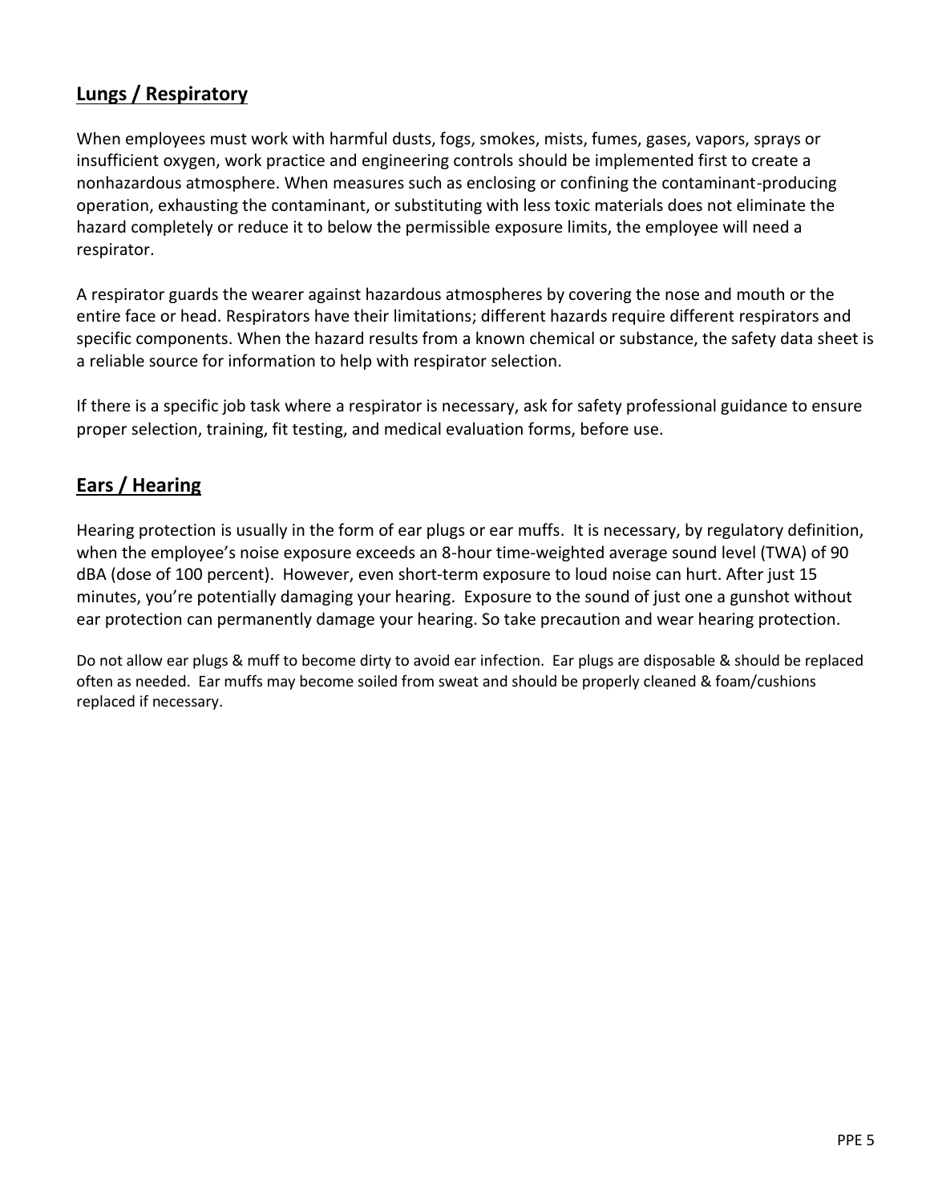## Lungs / Respiratory

When employees must work with harmful dusts, fogs, smokes, mists, fumes, gases, vapors, sprays or insufficient oxygen, work practice and engineering controls should be implemented first to create a nonhazardous atmosphere. When measures such as enclosing or confining the contaminant-producing operation, exhausting the contaminant, or substituting with less toxic materials does not eliminate the hazard completely or reduce it to below the permissible exposure limits, the employee will need a respirator.

A respirator guards the wearer against hazardous atmospheres by covering the nose and mouth or the entire face or head. Respirators have their limitations; different hazards require different respirators and specific components. When the hazard results from a known chemical or substance, the safety data sheet is a reliable source for information to help with respirator selection.

If there is a specific job task where a respirator is necessary, ask for safety professional guidance to ensure proper selection, training, fit testing, and medical evaluation forms, before use.

## Ears / Hearing

Hearing protection is usually in the form of ear plugs or ear muffs. It is necessary, by regulatory definition, when the employee's noise exposure exceeds an 8-hour time-weighted average sound level (TWA) of 90 dBA (dose of 100 percent). However, even short-term exposure to loud noise can hurt. After just 15 minutes, you're potentially damaging your hearing. Exposure to the sound of just one a gunshot without ear protection can permanently damage your hearing. So take precaution and wear hearing protection.

Do not allow ear plugs & muff to become dirty to avoid ear infection. Ear plugs are disposable & should be replaced often as needed. Ear muffs may become soiled from sweat and should be properly cleaned & foam/cushions replaced if necessary.